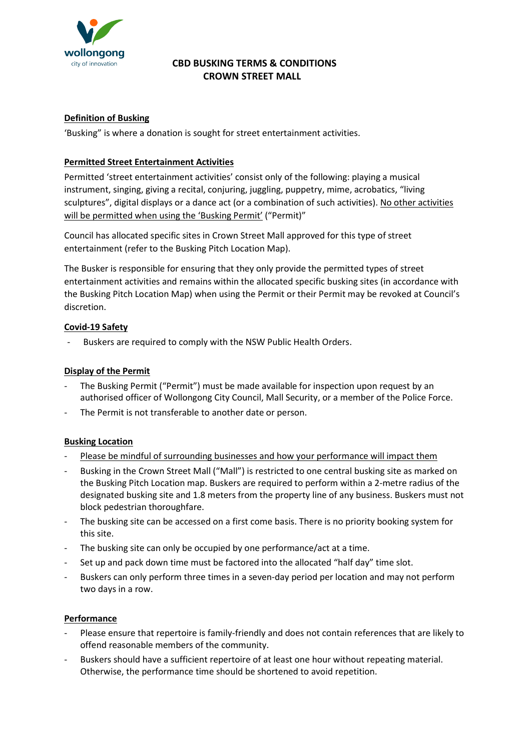wollongong
city of innovation

# CBD BUSKING TERMS & CONDITIONS
# CROWN STREET MALL

## Definition of Busking

'Busking" is where a donation is sought for street entertainment activities.

## Permitted Street Entertainment Activities

Permitted 'street entertainment activities' consist only of the following: playing a musical instrument, singing, giving a recital, conjuring, juggling, puppetry, mime, acrobatics, "living sculptures", digital displays or a dance act (or a combination of such activities). No other activities will be permitted when using the 'Busking Permit' ("Permit)"

Council has allocated specific sites in Crown Street Mall approved for this type of street entertainment (refer to the Busking Pitch Location Map).

The Busker is responsible for ensuring that they only provide the permitted types of street entertainment activities and remains within the allocated specific busking sites (in accordance with the Busking Pitch Location Map) when using the Permit or their Permit may be revoked at Council's discretion.

## Covid-19 Safety

- Buskers are required to comply with the NSW Public Health Orders.

## Display of the Permit

- The Busking Permit ("Permit") must be made available for inspection upon request by an authorised officer of Wollongong City Council, Mall Security, or a member of the Police Force.
- The Permit is not transferable to another date or person.

## Busking Location

- Please be mindful of surrounding businesses and how your performance will impact them
- Busking in the Crown Street Mall ("Mall") is restricted to one central busking site as marked on the Busking Pitch Location map. Buskers are required to perform within a 2-metre radius of the designated busking site and 1.8 meters from the property line of any business. Buskers must not block pedestrian thoroughfare.
- The busking site can be accessed on a first come basis. There is no priority booking system for this site.
- The busking site can only be occupied by one performance/act at a time.
- Set up and pack down time must be factored into the allocated "half day" time slot.
- Buskers can only perform three times in a seven-day period per location and may not perform two days in a row.

## Performance

- Please ensure that repertoire is family-friendly and does not contain references that are likely to offend reasonable members of the community.
- Buskers should have a sufficient repertoire of at least one hour without repeating material. Otherwise, the performance time should be shortened to avoid repetition.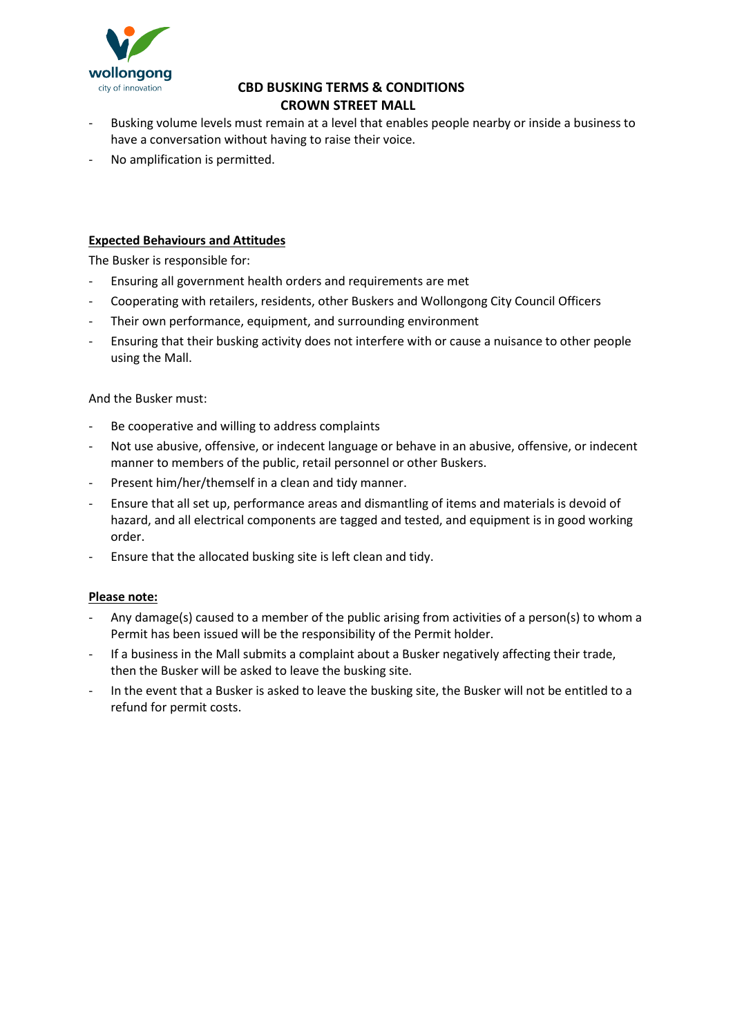# CBD BUSKING TERMS & CONDITIONS
## CROWN STREET MALL

- Busking volume levels must remain at a level that enables people nearby or inside a business to have a conversation without having to raise their voice.
- No amplification is permitted.

**Expected Behaviours and Attitudes**

The Busker is responsible for:

- Ensuring all government health orders and requirements are met
- Cooperating with retailers, residents, other Buskers and Wollongong City Council Officers
- Their own performance, equipment, and surrounding environment
- Ensuring that their busking activity does not interfere with or cause a nuisance to other people using the Mall.

And the Busker must:

- Be cooperative and willing to address complaints
- Not use abusive, offensive, or indecent language or behave in an abusive, offensive, or indecent manner to members of the public, retail personnel or other Buskers.
- Present him/her/themself in a clean and tidy manner.
- Ensure that all set up, performance areas and dismantling of items and materials is devoid of hazard, and all electrical components are tagged and tested, and equipment is in good working order.
- Ensure that the allocated busking site is left clean and tidy.

**Please note:**

- Any damage(s) caused to a member of the public arising from activities of a person(s) to whom a Permit has been issued will be the responsibility of the Permit holder.
- If a business in the Mall submits a complaint about a Busker negatively affecting their trade, then the Busker will be asked to leave the busking site.
- In the event that a Busker is asked to leave the busking site, the Busker will not be entitled to a refund for permit costs.